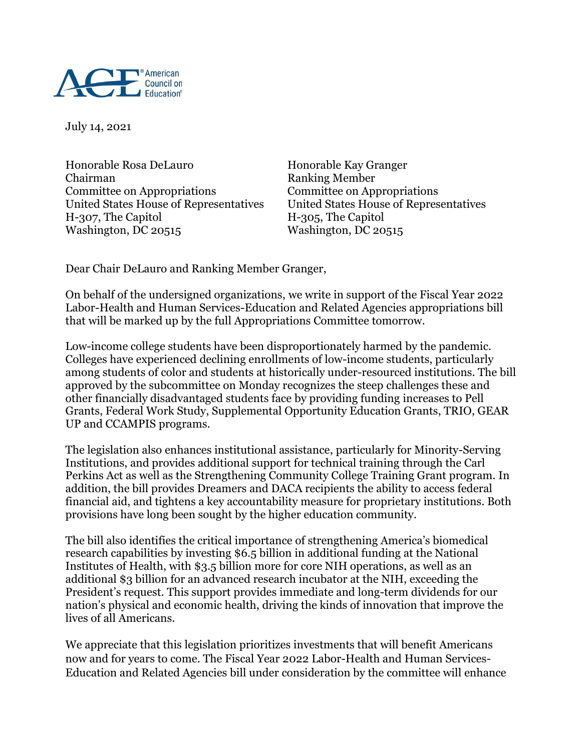July 14, 2021

Honorable Rosa DeLauro
Chairman
Committee on Appropriations
United States House of Representatives
H-307, The Capitol
Washington, DC 20515

Honorable Kay Granger
Ranking Member
Committee on Appropriations
United States House of Representatives
H-305, The Capitol
Washington, DC 20515

Dear Chair DeLauro and Ranking Member Granger,

On behalf of the undersigned organizations, we write in support of the Fiscal Year 2022 Labor-Health and Human Services-Education and Related Agencies appropriations bill that will be marked up by the full Appropriations Committee tomorrow.

Low-income college students have been disproportionately harmed by the pandemic. Colleges have experienced declining enrollments of low-income students, particularly among students of color and students at historically under-resourced institutions. The bill approved by the subcommittee on Monday recognizes the steep challenges these and other financially disadvantaged students face by providing funding increases to Pell Grants, Federal Work Study, Supplemental Opportunity Education Grants, TRIO, GEAR UP and CCAMPIS programs.

The legislation also enhances institutional assistance, particularly for Minority-Serving Institutions, and provides additional support for technical training through the Carl Perkins Act as well as the Strengthening Community College Training Grant program. In addition, the bill provides Dreamers and DACA recipients the ability to access federal financial aid, and tightens a key accountability measure for proprietary institutions. Both provisions have long been sought by the higher education community.

The bill also identifies the critical importance of strengthening America's biomedical research capabilities by investing $6.5 billion in additional funding at the National Institutes of Health, with $3.5 billion more for core NIH operations, as well as an additional $3 billion for an advanced research incubator at the NIH, exceeding the President's request. This support provides immediate and long-term dividends for our nation's physical and economic health, driving the kinds of innovation that improve the lives of all Americans.

We appreciate that this legislation prioritizes investments that will benefit Americans now and for years to come. The Fiscal Year 2022 Labor-Health and Human Services-Education and Related Agencies bill under consideration by the committee will enhance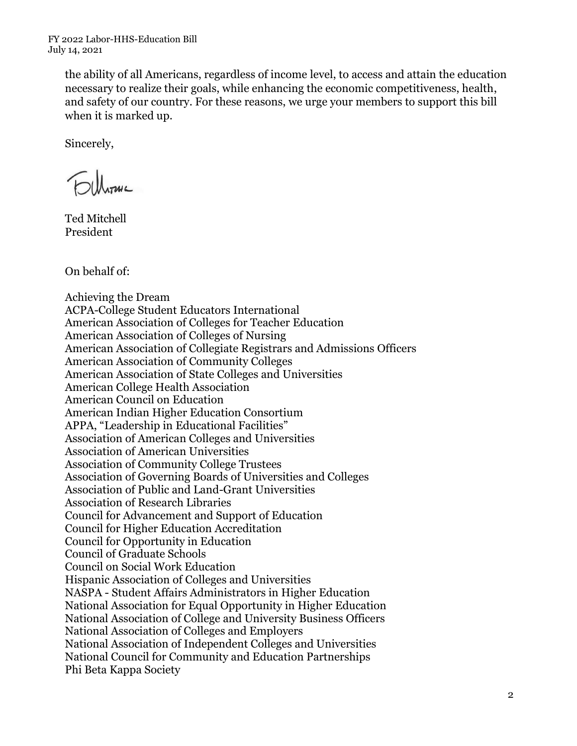the ability of all Americans, regardless of income level, to access and attain the education necessary to realize their goals, while enhancing the economic competitiveness, health, and safety of our country. For these reasons, we urge your members to support this bill when it is marked up.

Sincerely,

Ted Mitchell
President

On behalf of:

Achieving the Dream
ACPA-College Student Educators International
American Association of Colleges for Teacher Education
American Association of Colleges of Nursing
American Association of Collegiate Registrars and Admissions Officers
American Association of Community Colleges
American Association of State Colleges and Universities
American College Health Association
American Council on Education
American Indian Higher Education Consortium
APPA, "Leadership in Educational Facilities"
Association of American Colleges and Universities
Association of American Universities
Association of Community College Trustees
Association of Governing Boards of Universities and Colleges
Association of Public and Land-Grant Universities
Association of Research Libraries
Council for Advancement and Support of Education
Council for Higher Education Accreditation
Council for Opportunity in Education
Council of Graduate Schools
Council on Social Work Education
Hispanic Association of Colleges and Universities
NASPA - Student Affairs Administrators in Higher Education
National Association for Equal Opportunity in Higher Education
National Association of College and University Business Officers
National Association of Colleges and Employers
National Association of Independent Colleges and Universities
National Council for Community and Education Partnerships
Phi Beta Kappa Society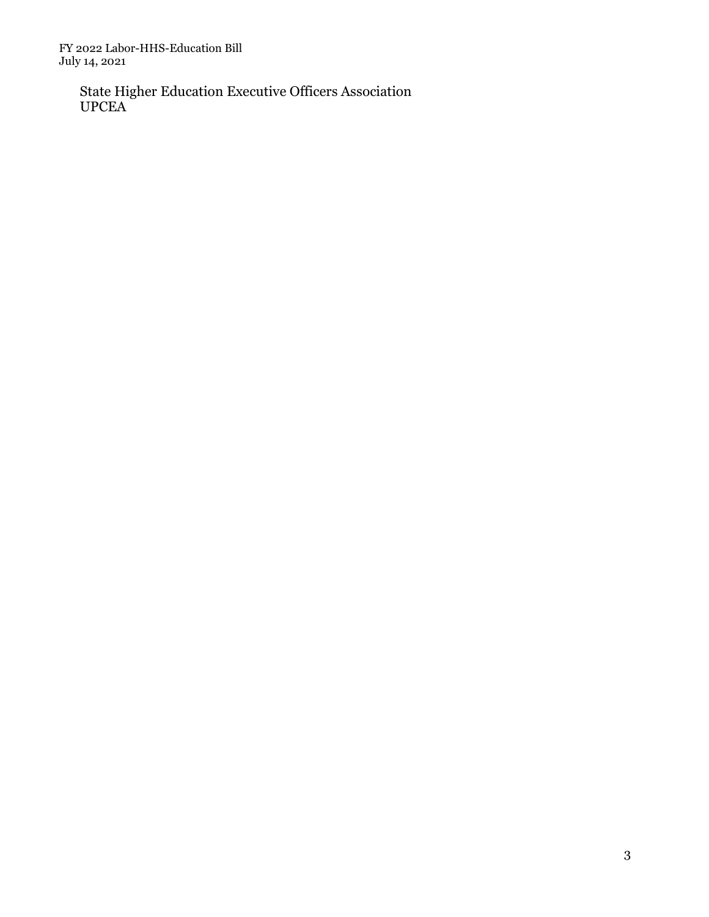State Higher Education Executive Officers Association
UPCEA